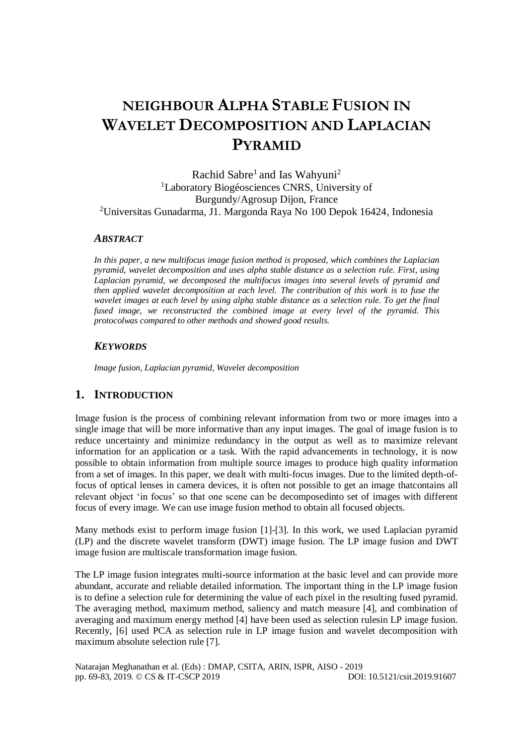# NEIGHBOUR ALPHA STABLE FUSION IN WAVELET DECOMPOSITION AND LAPLACIAN PYRAMID

Rachid Sabre[1] and Ias Wahyuni[2]

[1]Laboratory Biogéosciences CNRS, University of Burgundy/Agrosup Dijon, France

[2]Universitas Gunadarma, J1. Margonda Raya No 100 Depok 16424, Indonesia

### *ABSTRACT*

*In this paper, a new multifocus image fusion method is proposed, which combines the Laplacian pyramid, wavelet decomposition and uses alpha stable distance as a selection rule. First, using Laplacian pyramid, we decomposed the multifocus images into several levels of pyramid and then applied wavelet decomposition at each level. The contribution of this work is to fuse the wavelet images at each level by using alpha stable distance as a selection rule. To get the final fused image, we reconstructed the combined image at every level of the pyramid. This protocolwas compared to other methods and showed good results.*

### *KEYWORDS*

*Image fusion, Laplacian pyramid, Wavelet decomposition*

## 1. INTRODUCTION

Image fusion is the process of combining relevant information from two or more images into a single image that will be more informative than any input images. The goal of image fusion is to reduce uncertainty and minimize redundancy in the output as well as to maximize relevant information for an application or a task. With the rapid advancements in technology, it is now possible to obtain information from multiple source images to produce high quality information from a set of images. In this paper, we dealt with multi-focus images. Due to the limited depth-of-focus of optical lenses in camera devices, it is often not possible to get an image thatcontains all relevant object 'in focus' so that one scene can be decomposedinto set of images with different focus of every image. We can use image fusion method to obtain all focused objects.

Many methods exist to perform image fusion [1]-[3]. In this work, we used Laplacian pyramid (LP) and the discrete wavelet transform (DWT) image fusion. The LP image fusion and DWT image fusion are multiscale transformation image fusion.

The LP image fusion integrates multi-source information at the basic level and can provide more abundant, accurate and reliable detailed information. The important thing in the LP image fusion is to define a selection rule for determining the value of each pixel in the resulting fused pyramid. The averaging method, maximum method, saliency and match measure [4], and combination of averaging and maximum energy method [4] have been used as selection rulesin LP image fusion. Recently, [6] used PCA as selection rule in LP image fusion and wavelet decomposition with maximum absolute selection rule [7].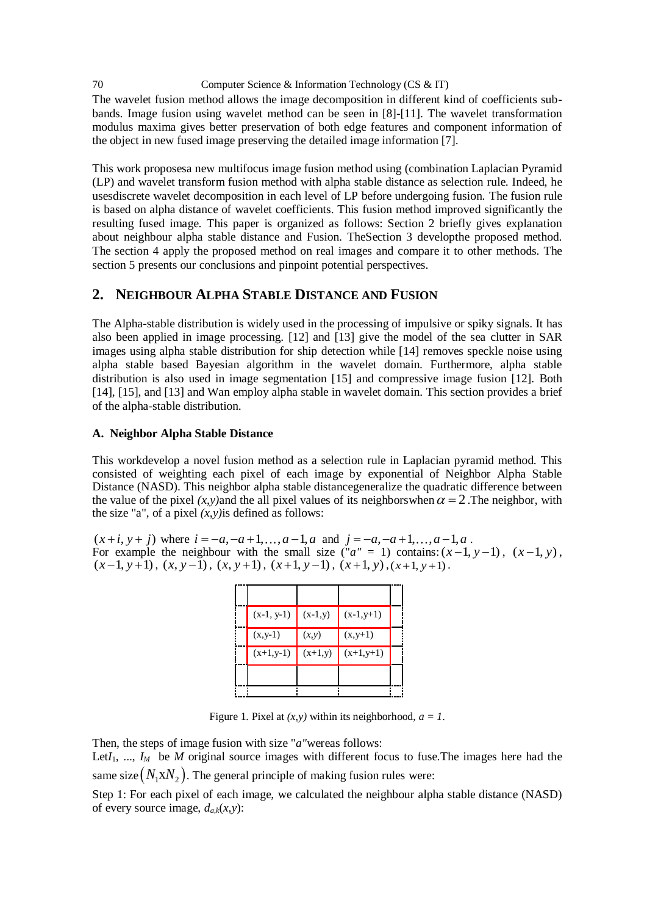The wavelet fusion method allows the image decomposition in different kind of coefficients sub-bands. Image fusion using wavelet method can be seen in [8]-[11]. The wavelet transformation modulus maxima gives better preservation of both edge features and component information of the object in new fused image preserving the detailed image information [7].

This work proposesa new multifocus image fusion method using (combination Laplacian Pyramid (LP) and wavelet transform fusion method with alpha stable distance as selection rule. Indeed, he usesdiscrete wavelet decomposition in each level of LP before undergoing fusion. The fusion rule is based on alpha distance of wavelet coefficients. This fusion method improved significantly the resulting fused image. This paper is organized as follows: Section 2 briefly gives explanation about neighbour alpha stable distance and Fusion. TheSection 3 developthe proposed method. The section 4 apply the proposed method on real images and compare it to other methods. The section 5 presents our conclusions and pinpoint potential perspectives.

## 2. NEIGHBOUR ALPHA STABLE DISTANCE AND FUSION

The Alpha-stable distribution is widely used in the processing of impulsive or spiky signals. It has also been applied in image processing. [12] and [13] give the model of the sea clutter in SAR images using alpha stable distribution for ship detection while [14] removes speckle noise using alpha stable based Bayesian algorithm in the wavelet domain. Furthermore, alpha stable distribution is also used in image segmentation [15] and compressive image fusion [12]. Both [14], [15], and [13] and Wan employ alpha stable in wavelet domain. This section provides a brief of the alpha-stable distribution.

### A. Neighbor Alpha Stable Distance

This workdevelop a novel fusion method as a selection rule in Laplacian pyramid method. This consisted of weighting each pixel of each image by exponential of Neighbor Alpha Stable Distance (NASD). This neighbor alpha stable distancegeneralize the quadratic difference between the value of the pixel *(x,y)*and the all pixel values of its neighborswhen $\alpha = 2$ .The neighbor, with the size "a", of a pixel *(x,y)*is defined as follows:

$(x+i, y+j)$ where $i = -a, -a+1, \ldots, a-1, a$ and $j = -a, -a+1, \ldots, a-1, a$ .
For example the neighbour with the small size ("*a*" = 1) contains: $(x-1, y-1)$, $(x-1, y)$, $(x-1, y+1)$, $(x, y-1)$, $(x, y+1)$, $(x+1, y-1)$, $(x+1, y)$, $(x+1, y+1)$.

| | | | | |
|---|---|---|---|---|
| | | | | |
| | (x-1, y-1) | (x-1,y) | (x-1,y+1) | |
| | (x,y-1) | *(x,y)* | (x,y+1) | |
| | (x+1,y-1) | (x+1,y) | (x+1,y+1) | |
| | | | | |

Figure 1. Pixel at *(x,y)* within its neighborhood, *a = 1*.

Then, the steps of image fusion with size "*a*"wereas follows:
Let$I_1$, ..., $I_M$ be *M* original source images with different focus to fuse.The images here had the same size $\left(N_1 \mathrm{x} N_2\right)$. The general principle of making fusion rules were:

Step 1: For each pixel of each image, we calculated the neighbour alpha stable distance (NASD) of every source image, $d_{a,k}(x,y)$: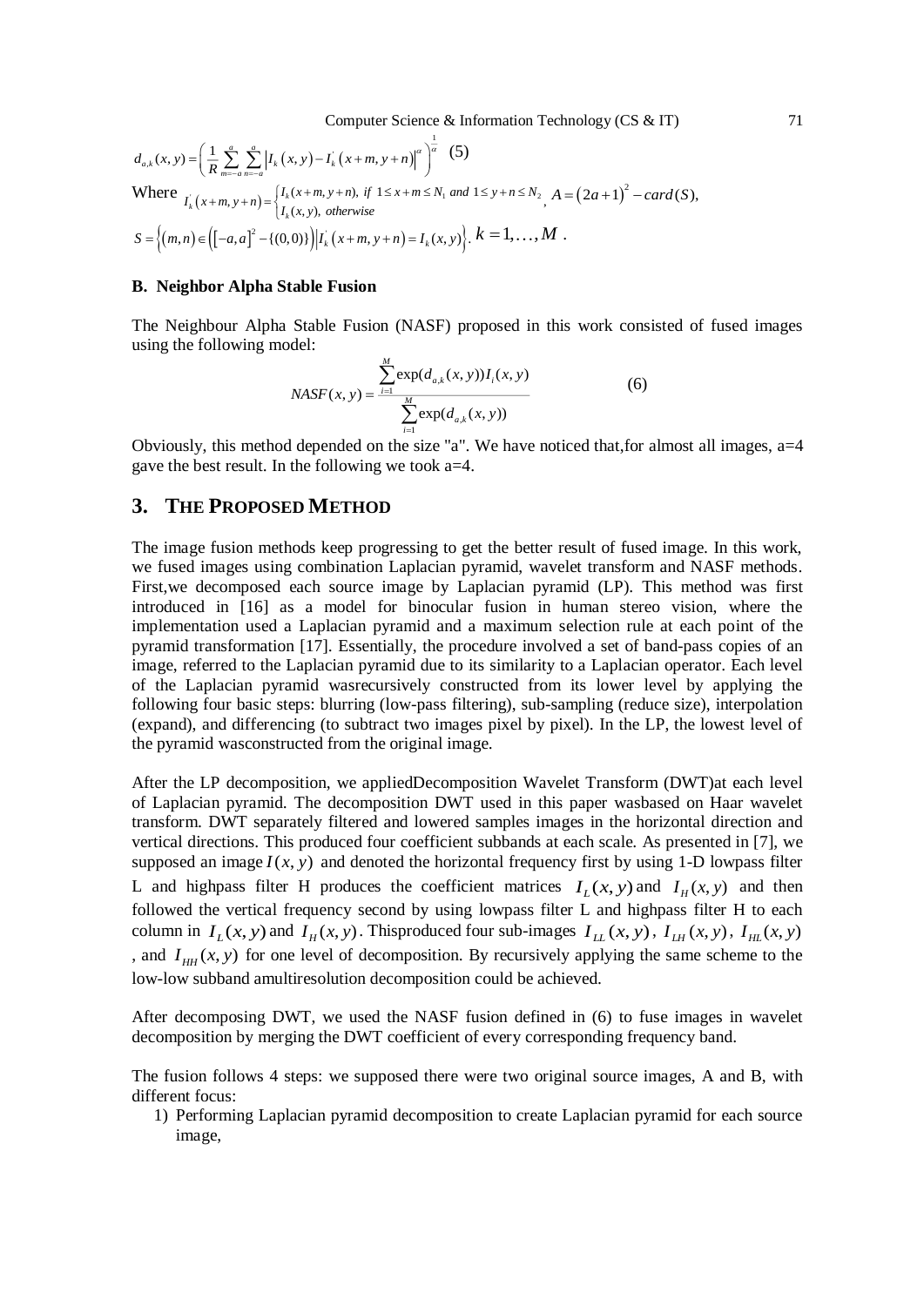$$d_{a,k}(x,y) = \left( \frac{1}{R} \sum_{m=-a}^{a} \sum_{n=-a}^{a} \left| I_k(x,y) - I_k^{'}(x+m, y+n) \right|^{\alpha} \right)^{\frac{1}{\alpha}} \quad (5)$$

Where $I_k^{'}(x+m,y+n) = \begin{cases} I_k(x+m,y+n), & \text{if } 1 \le x+m \le N_1 \text{ and } 1 \le y+n \le N_2 \\ I_k(x,y), & \text{otherwise} \end{cases}$, $A = (2a+1)^2 - card(S)$,

$S = \left\{ (m,n) \in \left( [-a,a]^2 - \{(0,0)\} \right) \middle| I_k^{'}(x+m,y+n) = I_k(x,y) \right\}$. $k = 1, \ldots, M$ .

### B. Neighbor Alpha Stable Fusion

The Neighbour Alpha Stable Fusion (NASF) proposed in this work consisted of fused images using the following model:

$$NASF(x,y) = \frac{\sum_{i=1}^{M} \exp(d_{a,k}(x,y)) I_i(x,y)}{\sum_{i=1}^{M} \exp(d_{a,k}(x,y))} \quad (6)$$

Obviously, this method depended on the size "a". We have noticed that,for almost all images, a=4 gave the best result. In the following we took a=4.

## 3. The Proposed Method

The image fusion methods keep progressing to get the better result of fused image. In this work, we fused images using combination Laplacian pyramid, wavelet transform and NASF methods. First,we decomposed each source image by Laplacian pyramid (LP). This method was first introduced in [16] as a model for binocular fusion in human stereo vision, where the implementation used a Laplacian pyramid and a maximum selection rule at each point of the pyramid transformation [17]. Essentially, the procedure involved a set of band-pass copies of an image, referred to the Laplacian pyramid due to its similarity to a Laplacian operator. Each level of the Laplacian pyramid wasrecursively constructed from its lower level by applying the following four basic steps: blurring (low-pass filtering), sub-sampling (reduce size), interpolation (expand), and differencing (to subtract two images pixel by pixel). In the LP, the lowest level of the pyramid wasconstructed from the original image.

After the LP decomposition, we appliedDecomposition Wavelet Transform (DWT)at each level of Laplacian pyramid. The decomposition DWT used in this paper wasbased on Haar wavelet transform. DWT separately filtered and lowered samples images in the horizontal direction and vertical directions. This produced four coefficient subbands at each scale. As presented in [7], we supposed an image $I(x,y)$ and denoted the horizontal frequency first by using 1-D lowpass filter L and highpass filter H produces the coefficient matrices $I_L(x,y)$ and $I_H(x,y)$ and then followed the vertical frequency second by using lowpass filter L and highpass filter H to each column in $I_L(x,y)$ and $I_H(x,y)$. Thisproduced four sub-images $I_{LL}(x,y)$, $I_{LH}(x,y)$, $I_{HL}(x,y)$ , and $I_{HH}(x,y)$ for one level of decomposition. By recursively applying the same scheme to the low-low subband amultiresolution decomposition could be achieved.

After decomposing DWT, we used the NASF fusion defined in (6) to fuse images in wavelet decomposition by merging the DWT coefficient of every corresponding frequency band.

The fusion follows 4 steps: we supposed there were two original source images, A and B, with different focus:

1) Performing Laplacian pyramid decomposition to create Laplacian pyramid for each source image,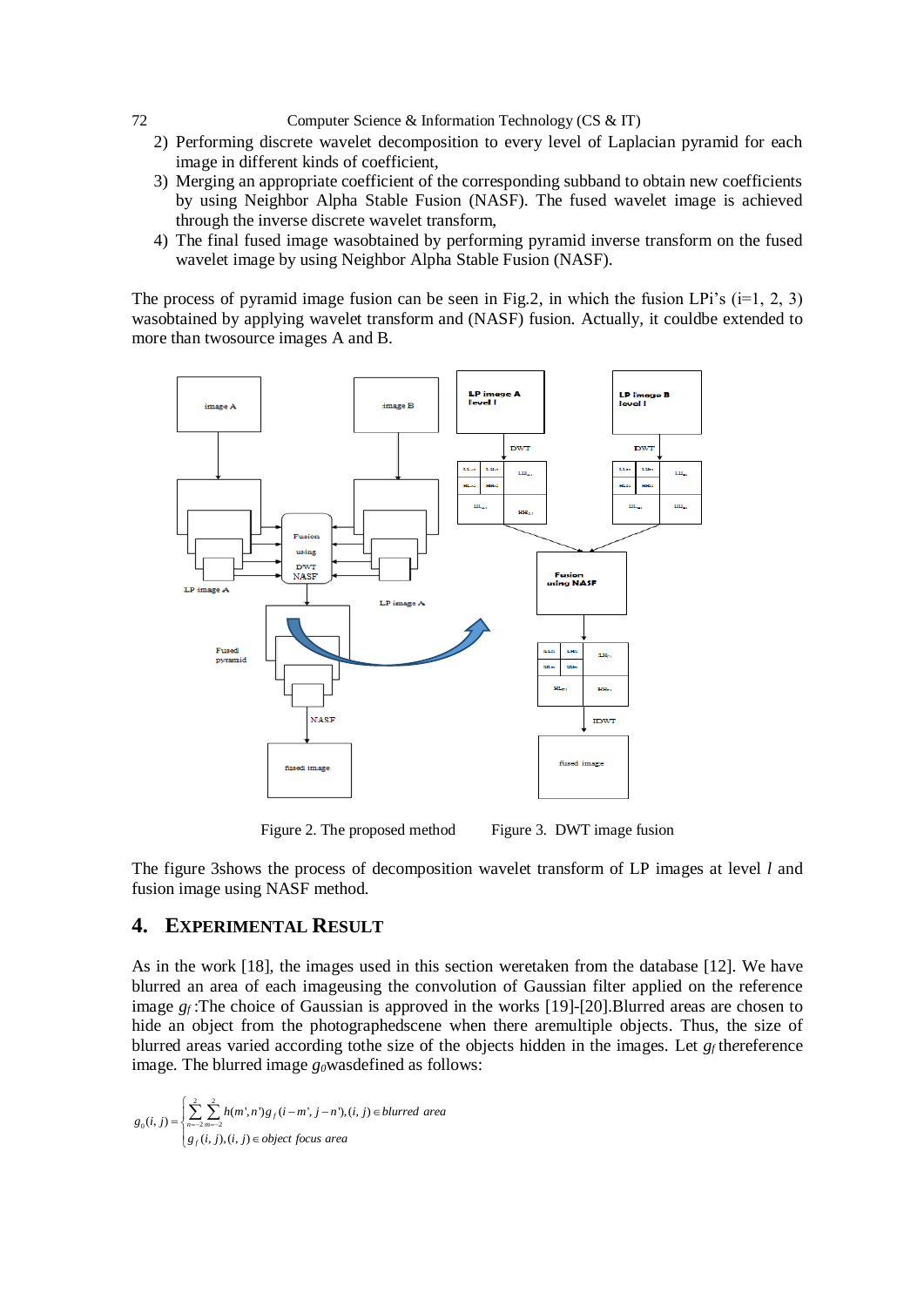2) Performing discrete wavelet decomposition to every level of Laplacian pyramid for each image in different kinds of coefficient,
3) Merging an appropriate coefficient of the corresponding subband to obtain new coefficients by using Neighbor Alpha Stable Fusion (NASF). The fused wavelet image is achieved through the inverse discrete wavelet transform,
4) The final fused image wasobtained by performing pyramid inverse transform on the fused wavelet image by using Neighbor Alpha Stable Fusion (NASF).

The process of pyramid image fusion can be seen in Fig.2, in which the fusion LPi's (i=1, 2, 3) wasobtained by applying wavelet transform and (NASF) fusion. Actually, it couldbe extended to more than twosource images A and B.

Figure 2. The proposed method    Figure 3. DWT image fusion

The figure 3shows the process of decomposition wavelet transform of LP images at level $l$ and fusion image using NASF method.

## 4. Experimental Result

As in the work [18], the images used in this section weretaken from the database [12]. We have blurred an area of each imageusing the convolution of Gaussian filter applied on the reference image $g_f$ :The choice of Gaussian is approved in the works [19]-[20].Blurred areas are chosen to hide an object from the photographedscene when there aremultiple objects. Thus, the size of blurred areas varied according tothe size of the objects hidden in the images. Let $g_f$ thereference image. The blurred image $g_0$wasdefined as follows:

$$g_0(i,j) = \begin{cases} \sum_{n=-2}^{2} \sum_{m=-2}^{2} h(m',n') g_f(i-m', j-n'), (i,j) \in blurred\ area \\ g_f(i,j), (i,j) \in object\ focus\ area \end{cases}$$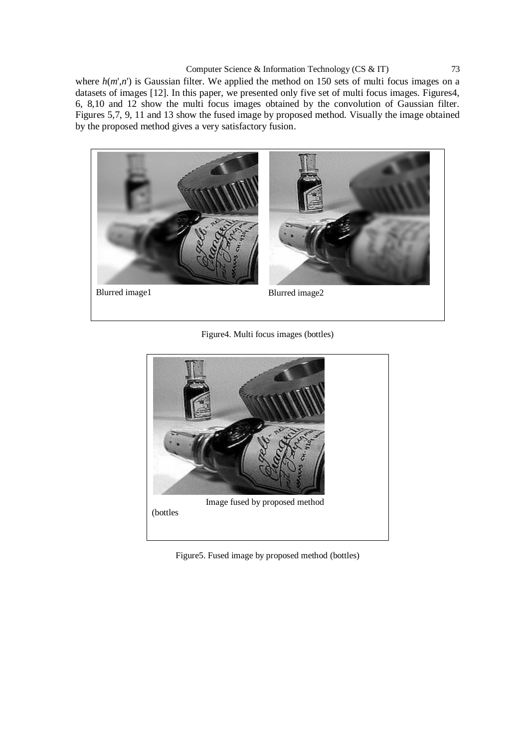where $h(m',n')$ is Gaussian filter. We applied the method on 150 sets of multi focus images on a datasets of images [12]. In this paper, we presented only five set of multi focus images. Figures4, 6, 8,10 and 12 show the multi focus images obtained by the convolution of Gaussian filter. Figures 5,7, 9, 11 and 13 show the fused image by proposed method. Visually the image obtained by the proposed method gives a very satisfactory fusion.

Blurred image1 Blurred image2

Figure4. Multi focus images (bottles)

Image fused by proposed method

(bottles

Figure5. Fused image by proposed method (bottles)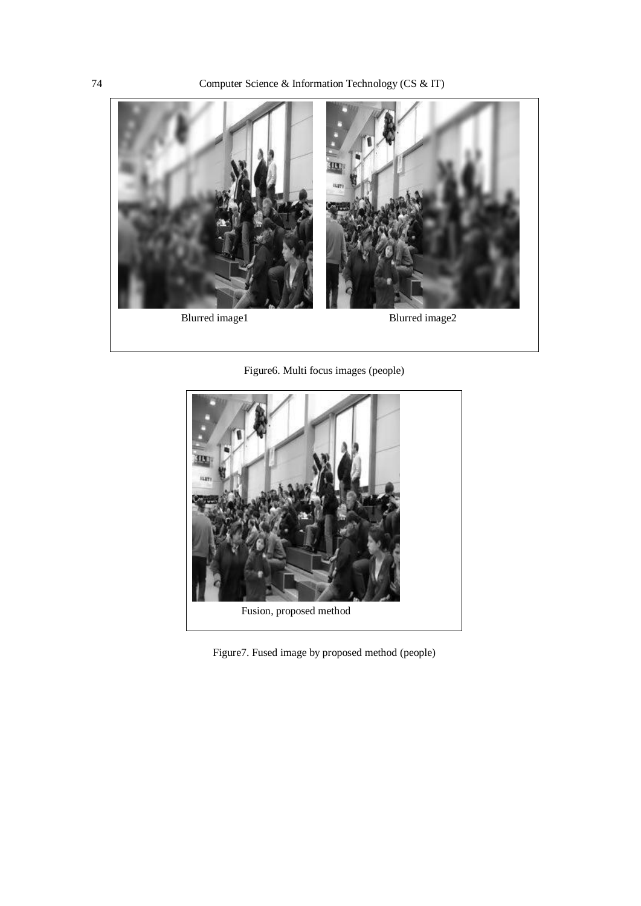Blurred image1

Blurred image2

Figure6. Multi focus images (people)

Fusion, proposed method

Figure7. Fused image by proposed method (people)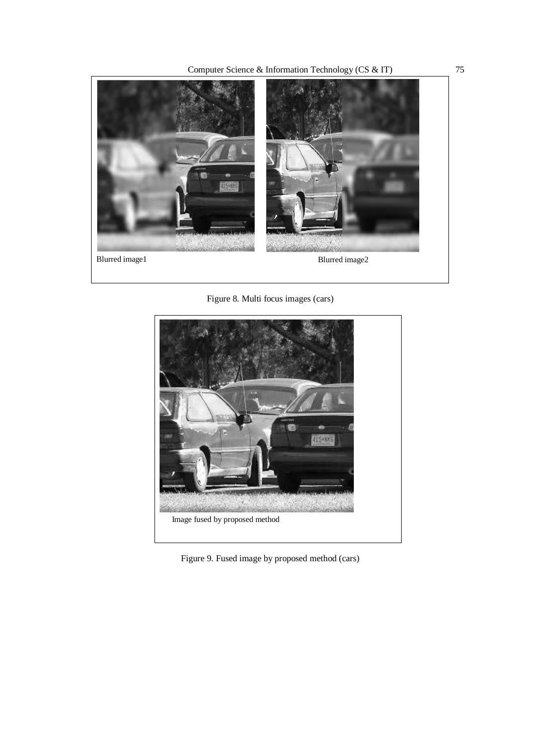Blurred image1

Blurred image2

Figure 8. Multi focus images (cars)

Image fused by proposed method

Figure 9. Fused image by proposed method (cars)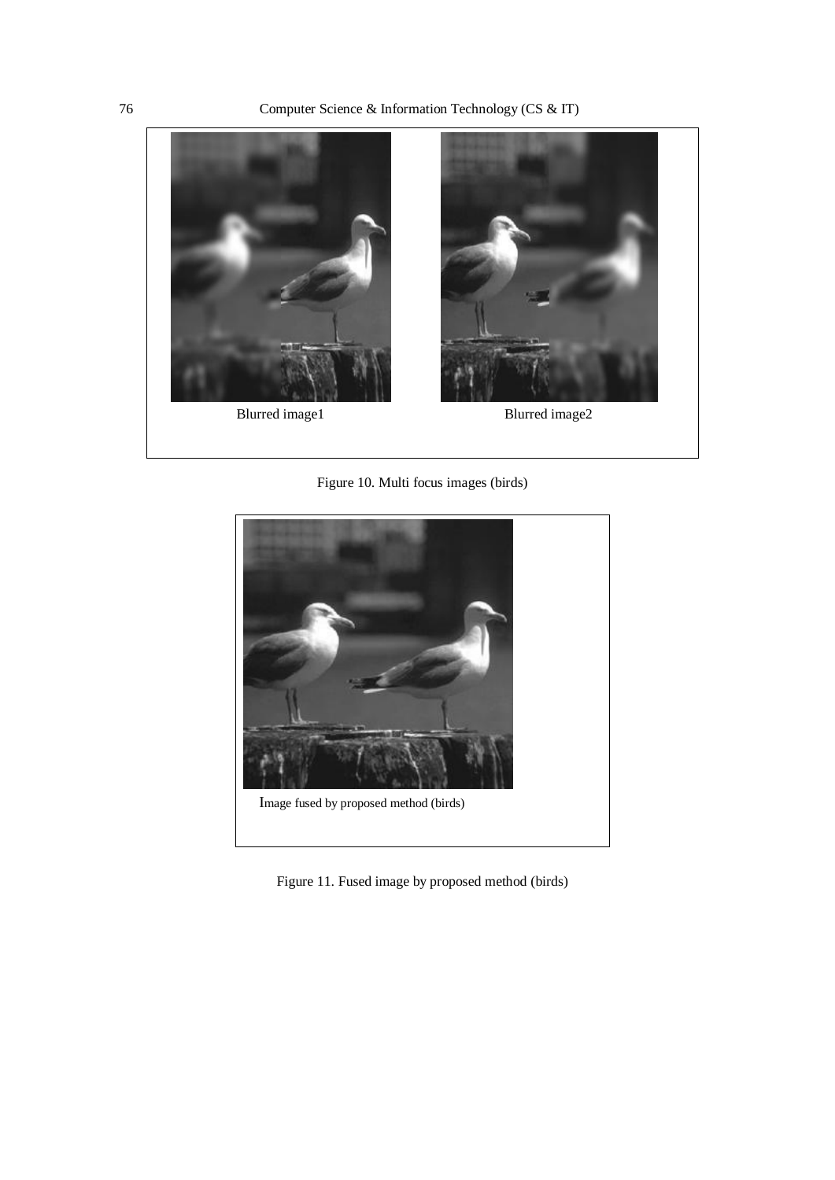Blurred image1

Blurred image2

Figure 10. Multi focus images (birds)

Image fused by proposed method (birds)

Figure 11. Fused image by proposed method (birds)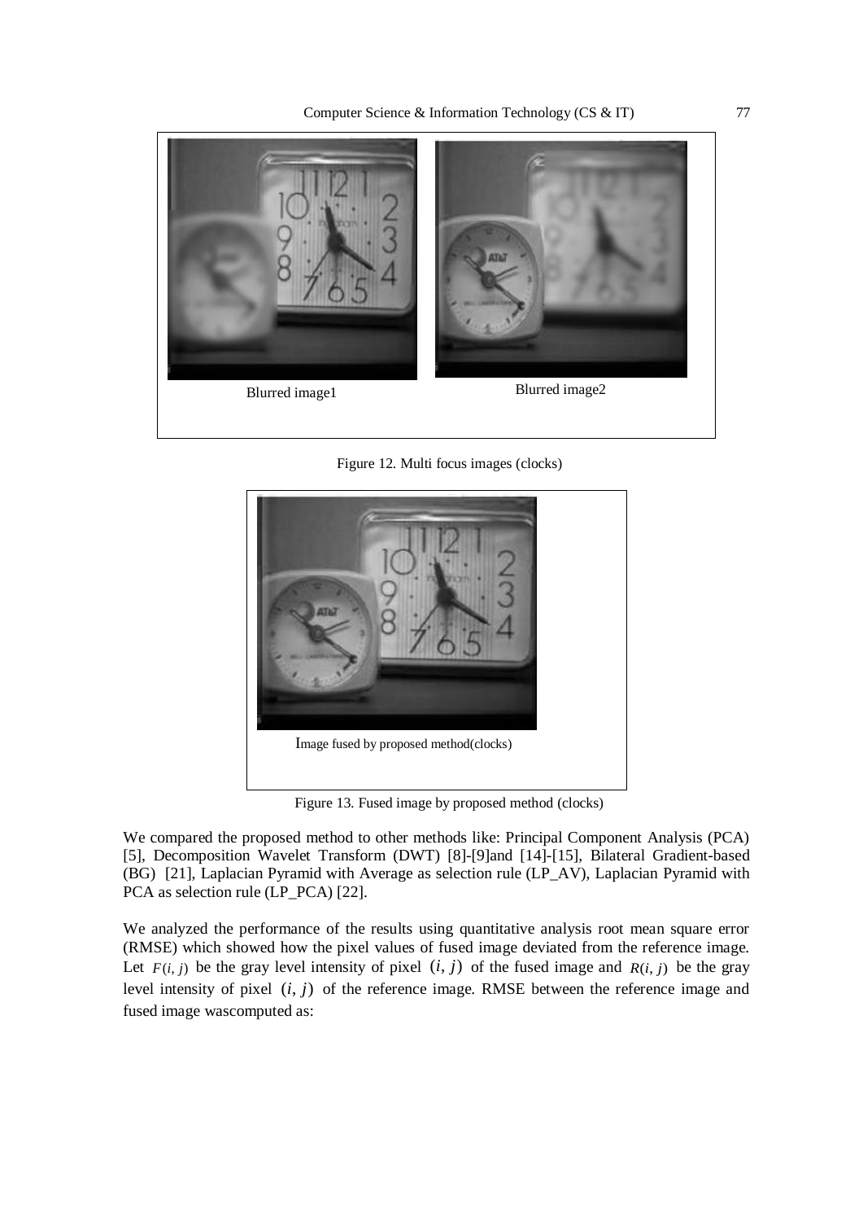Blurred image1

Blurred image2

Figure 12. Multi focus images (clocks)

Image fused by proposed method(clocks)

Figure 13. Fused image by proposed method (clocks)

We compared the proposed method to other methods like: Principal Component Analysis (PCA) [5], Decomposition Wavelet Transform (DWT) [8]-[9]and [14]-[15], Bilateral Gradient-based (BG) [21], Laplacian Pyramid with Average as selection rule (LP_AV), Laplacian Pyramid with PCA as selection rule (LP_PCA) [22].

We analyzed the performance of the results using quantitative analysis root mean square error (RMSE) which showed how the pixel values of fused image deviated from the reference image. Let $F(i, j)$ be the gray level intensity of pixel $(i, j)$ of the fused image and $R(i, j)$ be the gray level intensity of pixel $(i, j)$ of the reference image. RMSE between the reference image and fused image wascomputed as: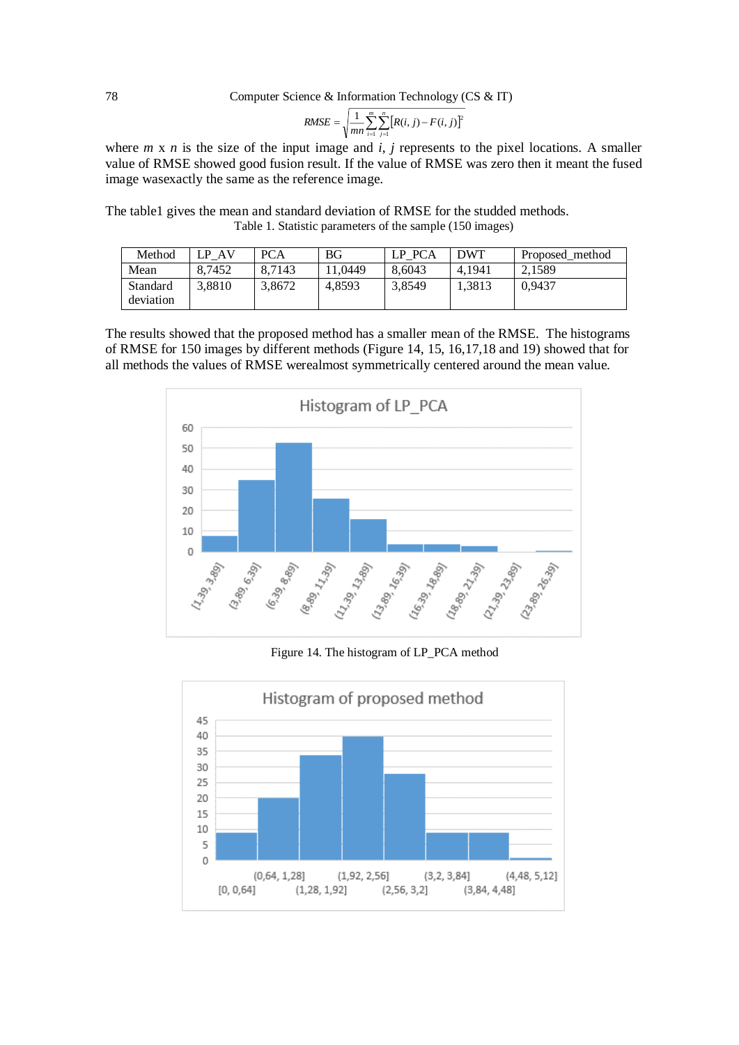$$RMSE = \sqrt{\frac{1}{mn}\sum_{i=1}^{m}\sum_{j=1}^{n}[R(i,j) - F(i,j)]^2}$$

where $m$ x $n$ is the size of the input image and $i$, $j$ represents to the pixel locations. A smaller value of RMSE showed good fusion result. If the value of RMSE was zero then it meant the fused image wasexactly the same as the reference image.

The table1 gives the mean and standard deviation of RMSE for the studded methods.

Table 1. Statistic parameters of the sample (150 images)

| Method | LP_AV | PCA | BG | LP_PCA | DWT | Proposed_method |
|---|---|---|---|---|---|---|
| Mean | 8,7452 | 8,7143 | 11,0449 | 8,6043 | 4,1941 | 2,1589 |
| Standard deviation | 3,8810 | 3,8672 | 4,8593 | 3,8549 | 1,3813 | 0,9437 |

The results showed that the proposed method has a smaller mean of the RMSE. The histograms of RMSE for 150 images by different methods (Figure 14, 15, 16,17,18 and 19) showed that for all methods the values of RMSE werealmost symmetrically centered around the mean value.

Figure 14. The histogram of LP_PCA method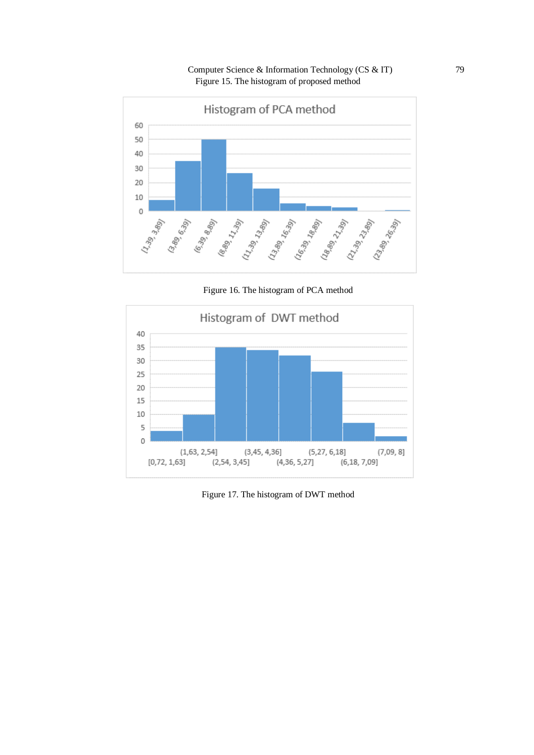Figure 15. The histogram of proposed method

Figure 16. The histogram of PCA method

Figure 17. The histogram of DWT method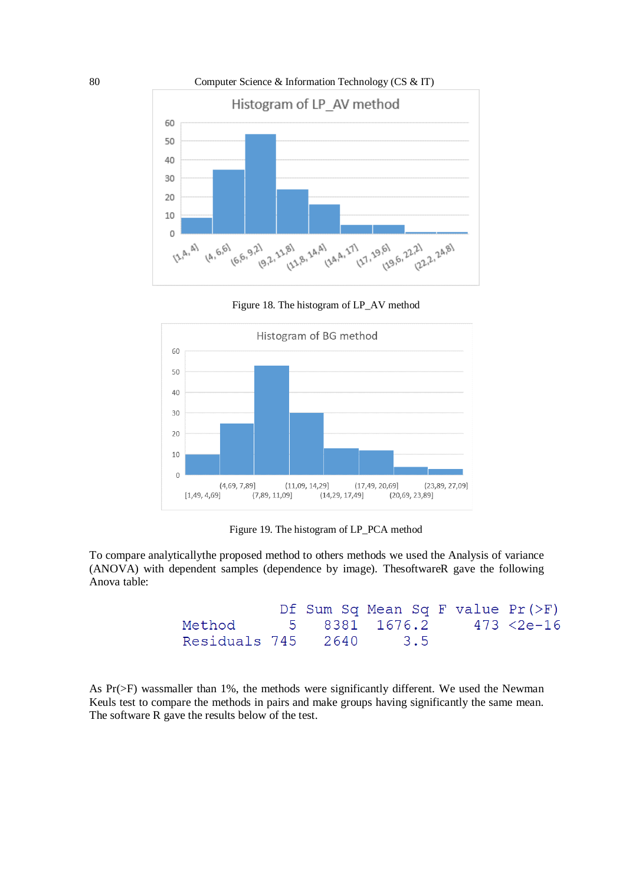Figure 18. The histogram of LP_AV method

Figure 19. The histogram of LP_PCA method

To compare analyticallythe proposed method to others methods we used the Analysis of variance (ANOVA) with dependent samples (dependence by image). ThesoftwareR gave the following Anova table:

```
            Df Sum Sq Mean Sq F value Pr(>F)
Method       5   8381  1676.2     473 <2e-16
Residuals 745   2640     3.5
```

As Pr(>F) wassmaller than 1%, the methods were significantly different. We used the Newman Keuls test to compare the methods in pairs and make groups having significantly the same mean. The software R gave the results below of the test.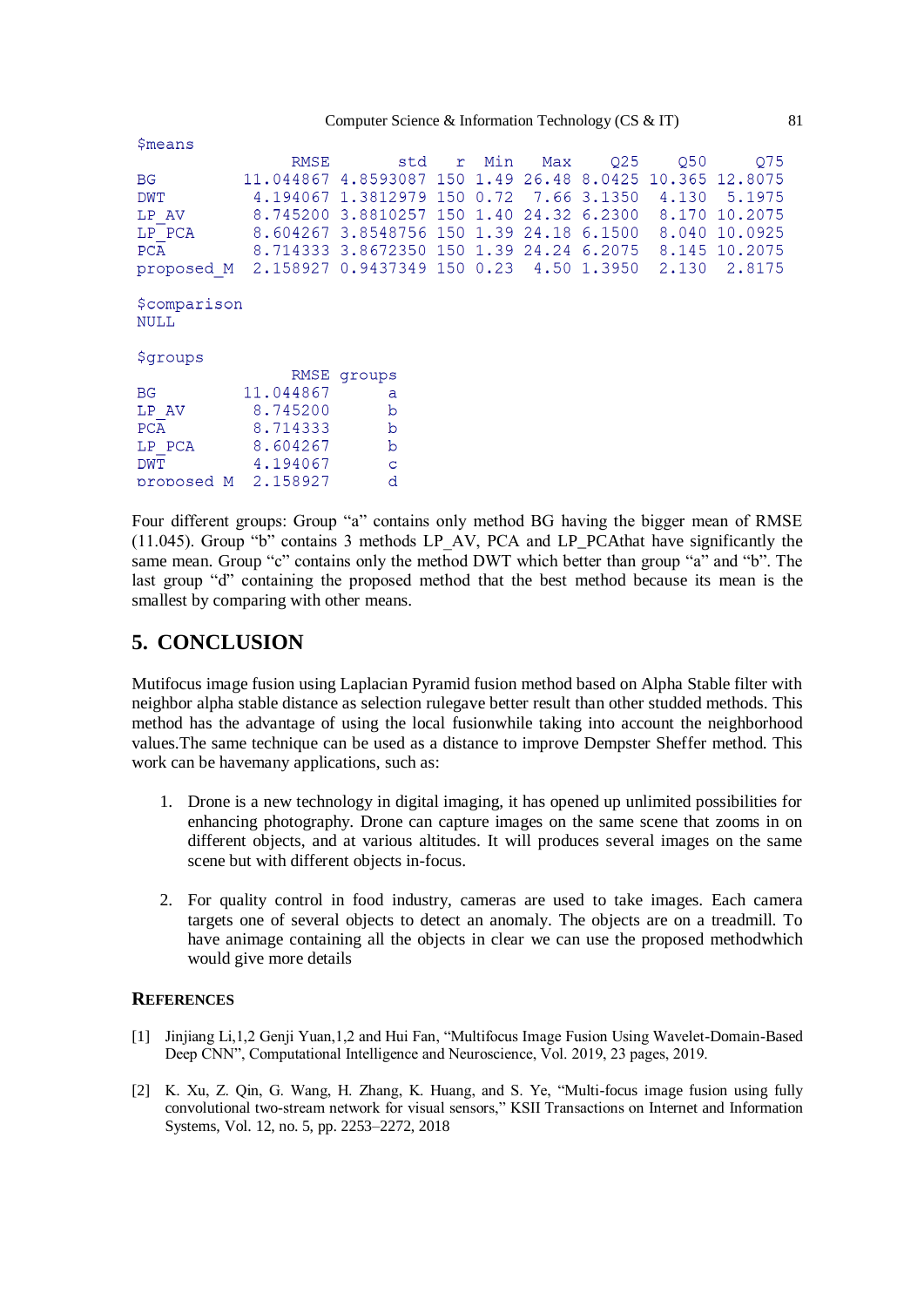```
$means
                RMSE       std   r  Min   Max    Q25    Q50     Q75
BG         11.044867 4.8593087 150 1.49 26.48 8.0425 10.365 12.8075
DWT         4.194067 1.3812979 150 0.72  7.66 3.1350  4.130  5.1975
LP_AV       8.745200 3.8810257 150 1.40 24.32 6.2300  8.170 10.2075
LP_PCA      8.604267 3.8548756 150 1.39 24.18 6.1500  8.040 10.0925
PCA         8.714333 3.8672350 150 1.39 24.24 6.2075  8.145 10.2075
proposed_M  2.158927 0.9437349 150 0.23  4.50 1.3950  2.130  2.8175

$comparison
NULL

$groups
                RMSE groups
BG         11.044867      a
LP_AV       8.745200      b
PCA         8.714333      b
LP_PCA      8.604267      b
DWT         4.194067      c
proposed_M  2.158927      d
```

Four different groups: Group "a" contains only method BG having the bigger mean of RMSE (11.045). Group "b" contains 3 methods LP_AV, PCA and LP_PCAthat have significantly the same mean. Group "c" contains only the method DWT which better than group "a" and "b". The last group "d" containing the proposed method that the best method because its mean is the smallest by comparing with other means.

## 5. CONCLUSION

Mutifocus image fusion using Laplacian Pyramid fusion method based on Alpha Stable filter with neighbor alpha stable distance as selection rulegave better result than other studded methods. This method has the advantage of using the local fusionwhile taking into account the neighborhood values.The same technique can be used as a distance to improve Dempster Sheffer method. This work can be havemany applications, such as:

1. Drone is a new technology in digital imaging, it has opened up unlimited possibilities for enhancing photography. Drone can capture images on the same scene that zooms in on different objects, and at various altitudes. It will produces several images on the same scene but with different objects in-focus.

2. For quality control in food industry, cameras are used to take images. Each camera targets one of several objects to detect an anomaly. The objects are on a treadmill. To have animage containing all the objects in clear we can use the proposed methodwhich would give more details

### REFERENCES

[1] Jinjiang Li,1,2 Genji Yuan,1,2 and Hui Fan, "Multifocus Image Fusion Using Wavelet-Domain-Based Deep CNN", Computational Intelligence and Neuroscience, Vol. 2019, 23 pages, 2019.

[2] K. Xu, Z. Qin, G. Wang, H. Zhang, K. Huang, and S. Ye, "Multi-focus image fusion using fully convolutional two-stream network for visual sensors," KSII Transactions on Internet and Information Systems, Vol. 12, no. 5, pp. 2253–2272, 2018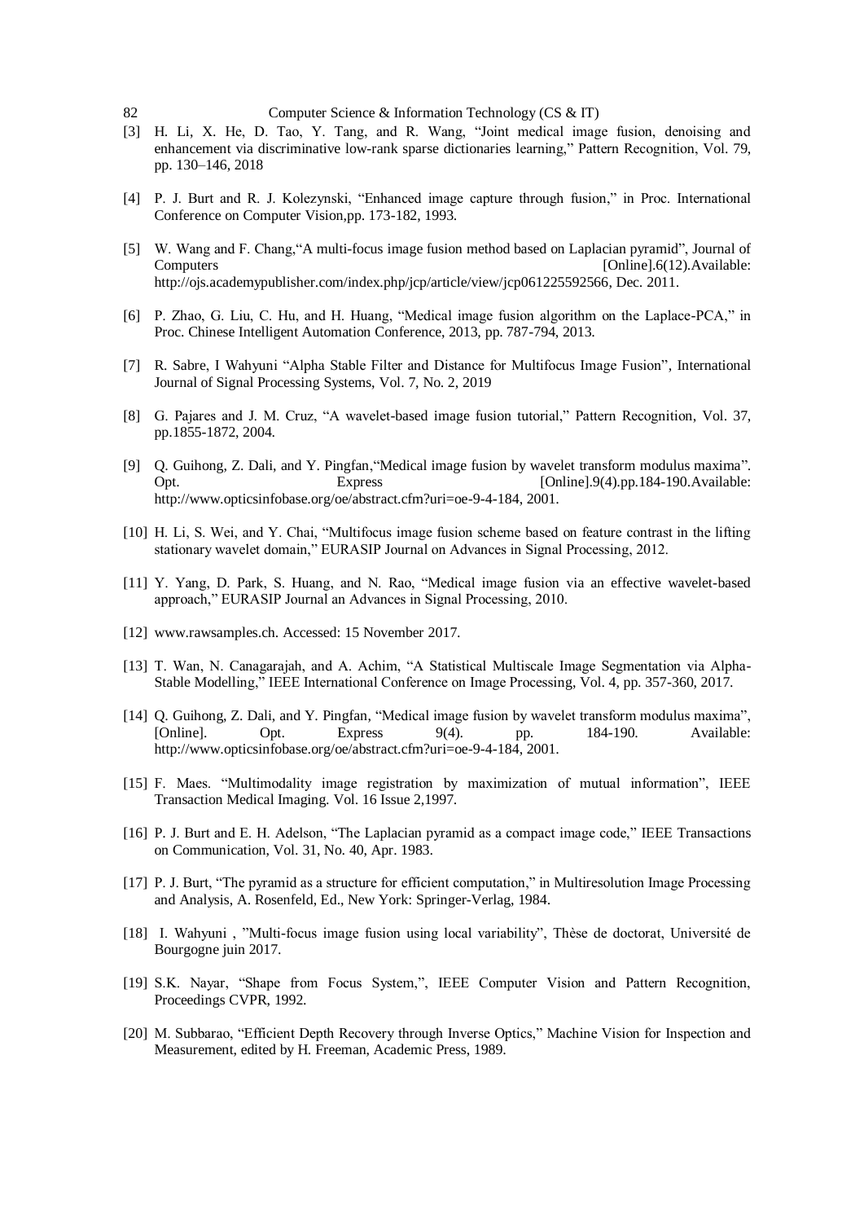[3] H. Li, X. He, D. Tao, Y. Tang, and R. Wang, "Joint medical image fusion, denoising and enhancement via discriminative low-rank sparse dictionaries learning," Pattern Recognition, Vol. 79, pp. 130–146, 2018

[4] P. J. Burt and R. J. Kolezynski, "Enhanced image capture through fusion," in Proc. International Conference on Computer Vision,pp. 173-182, 1993.

[5] W. Wang and F. Chang,"A multi-focus image fusion method based on Laplacian pyramid", Journal of Computers [Online].6(12).Available: http://ojs.academypublisher.com/index.php/jcp/article/view/jcp061225592566, Dec. 2011.

[6] P. Zhao, G. Liu, C. Hu, and H. Huang, "Medical image fusion algorithm on the Laplace-PCA," in Proc. Chinese Intelligent Automation Conference, 2013, pp. 787-794, 2013.

[7] R. Sabre, I Wahyuni "Alpha Stable Filter and Distance for Multifocus Image Fusion", International Journal of Signal Processing Systems, Vol. 7, No. 2, 2019

[8] G. Pajares and J. M. Cruz, "A wavelet-based image fusion tutorial," Pattern Recognition, Vol. 37, pp.1855-1872, 2004.

[9] Q. Guihong, Z. Dali, and Y. Pingfan,"Medical image fusion by wavelet transform modulus maxima". Opt. Express [Online].9(4).pp.184-190.Available: http://www.opticsinfobase.org/oe/abstract.cfm?uri=oe-9-4-184, 2001.

[10] H. Li, S. Wei, and Y. Chai, "Multifocus image fusion scheme based on feature contrast in the lifting stationary wavelet domain," EURASIP Journal on Advances in Signal Processing, 2012.

[11] Y. Yang, D. Park, S. Huang, and N. Rao, "Medical image fusion via an effective wavelet-based approach," EURASIP Journal an Advances in Signal Processing, 2010.

[12] www.rawsamples.ch. Accessed: 15 November 2017.

[13] T. Wan, N. Canagarajah, and A. Achim, "A Statistical Multiscale Image Segmentation via Alpha-Stable Modelling," IEEE International Conference on Image Processing, Vol. 4, pp. 357-360, 2017.

[14] Q. Guihong, Z. Dali, and Y. Pingfan, "Medical image fusion by wavelet transform modulus maxima", [Online]. Opt. Express 9(4). pp. 184-190. Available: http://www.opticsinfobase.org/oe/abstract.cfm?uri=oe-9-4-184, 2001.

[15] F. Maes. "Multimodality image registration by maximization of mutual information", IEEE Transaction Medical Imaging. Vol. 16 Issue 2,1997.

[16] P. J. Burt and E. H. Adelson, "The Laplacian pyramid as a compact image code," IEEE Transactions on Communication, Vol. 31, No. 40, Apr. 1983.

[17] P. J. Burt, "The pyramid as a structure for efficient computation," in Multiresolution Image Processing and Analysis, A. Rosenfeld, Ed., New York: Springer-Verlag, 1984.

[18] I. Wahyuni , "Multi-focus image fusion using local variability", Thèse de doctorat, Université de Bourgogne juin 2017.

[19] S.K. Nayar, "Shape from Focus System,", IEEE Computer Vision and Pattern Recognition, Proceedings CVPR, 1992.

[20] M. Subbarao, "Efficient Depth Recovery through Inverse Optics," Machine Vision for Inspection and Measurement, edited by H. Freeman, Academic Press, 1989.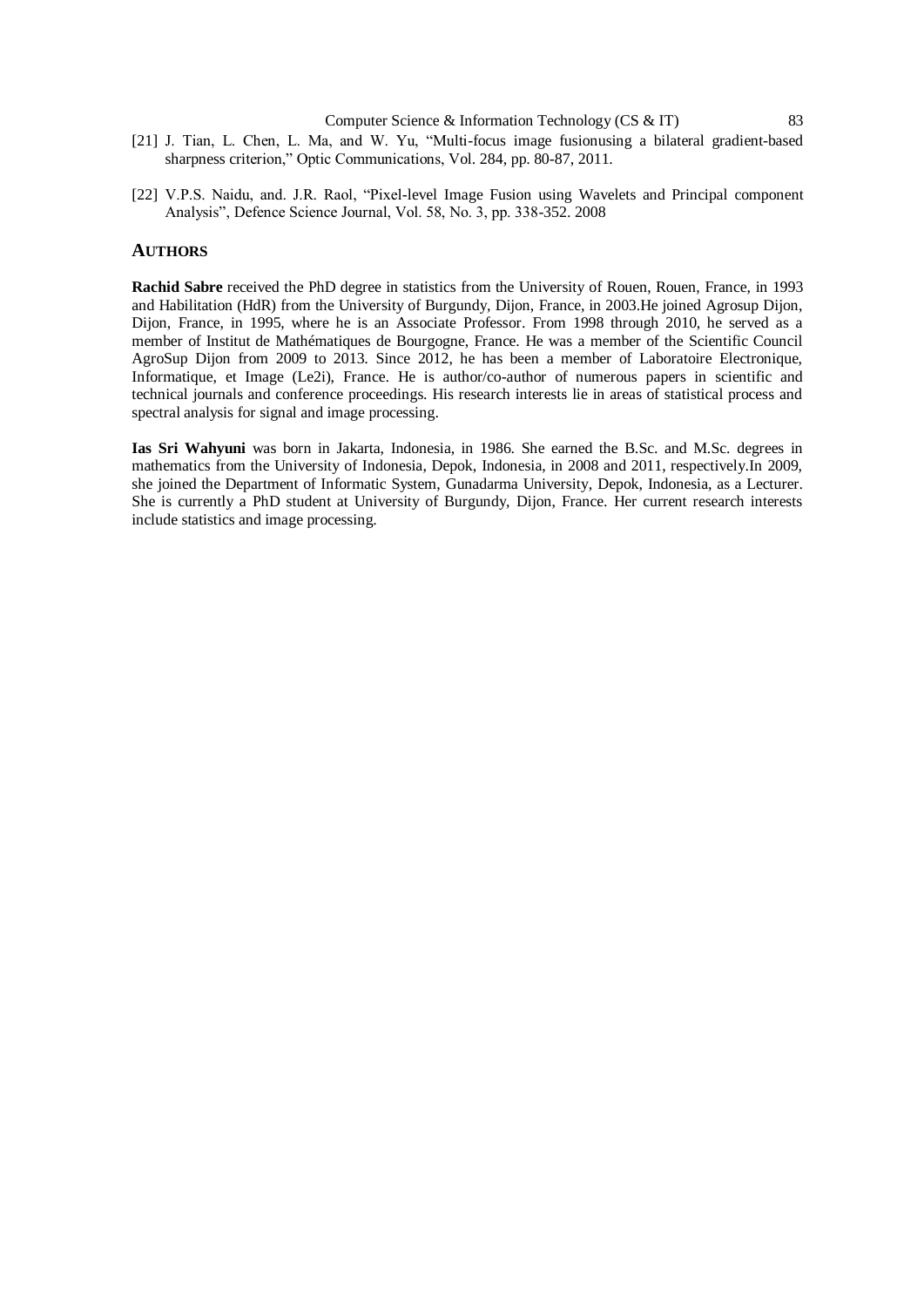[21] J. Tian, L. Chen, L. Ma, and W. Yu, "Multi-focus image fusionusing a bilateral gradient-based sharpness criterion," Optic Communications, Vol. 284, pp. 80-87, 2011.

[22] V.P.S. Naidu, and. J.R. Raol, "Pixel-level Image Fusion using Wavelets and Principal component Analysis", Defence Science Journal, Vol. 58, No. 3, pp. 338-352. 2008

## AUTHORS

**Rachid Sabre** received the PhD degree in statistics from the University of Rouen, Rouen, France, in 1993 and Habilitation (HdR) from the University of Burgundy, Dijon, France, in 2003.He joined Agrosup Dijon, Dijon, France, in 1995, where he is an Associate Professor. From 1998 through 2010, he served as a member of Institut de Mathématiques de Bourgogne, France. He was a member of the Scientific Council AgroSup Dijon from 2009 to 2013. Since 2012, he has been a member of Laboratoire Electronique, Informatique, et Image (Le2i), France. He is author/co-author of numerous papers in scientific and technical journals and conference proceedings. His research interests lie in areas of statistical process and spectral analysis for signal and image processing.

**Ias Sri Wahyuni** was born in Jakarta, Indonesia, in 1986. She earned the B.Sc. and M.Sc. degrees in mathematics from the University of Indonesia, Depok, Indonesia, in 2008 and 2011, respectively.In 2009, she joined the Department of Informatic System, Gunadarma University, Depok, Indonesia, as a Lecturer. She is currently a PhD student at University of Burgundy, Dijon, France. Her current research interests include statistics and image processing.